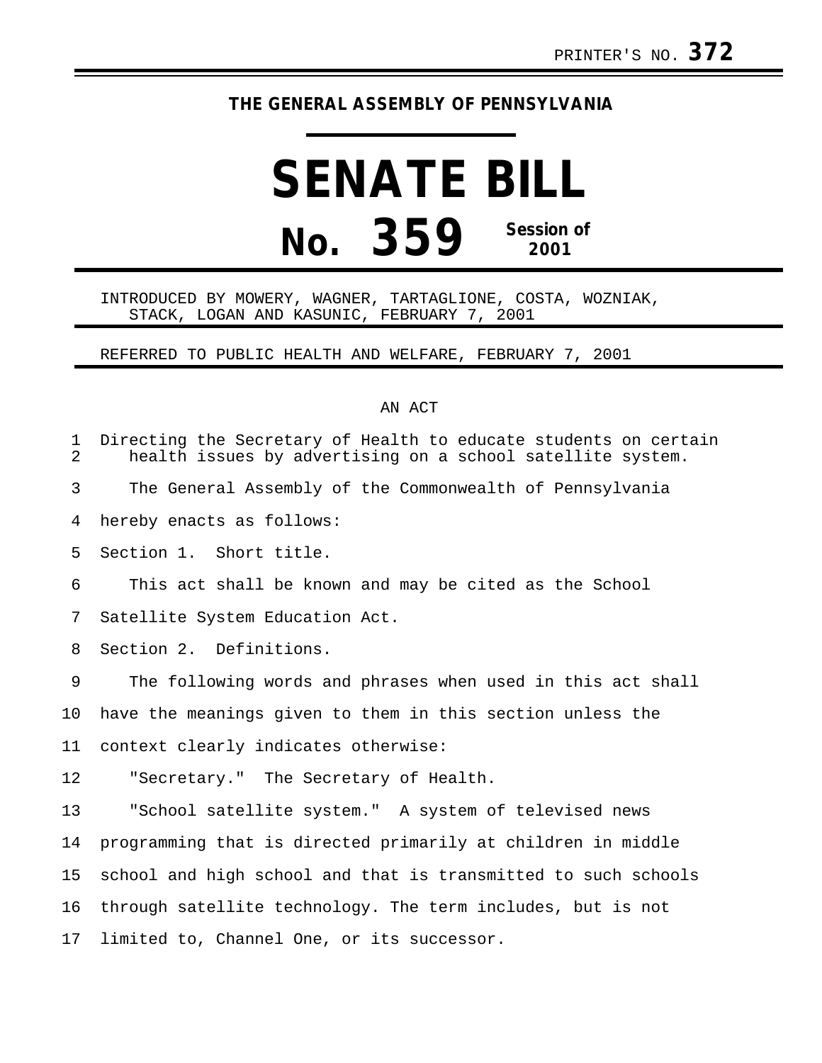PRINTER'S NO. **372**

**THE GENERAL ASSEMBLY OF PENNSYLVANIA**

# SENATE BILL

# No. 359 Session of 2001

INTRODUCED BY MOWERY, WAGNER, TARTAGLIONE, COSTA, WOZNIAK, STACK, LOGAN AND KASUNIC, FEBRUARY 7, 2001

REFERRED TO PUBLIC HEALTH AND WELFARE, FEBRUARY 7, 2001

AN ACT

Directing the Secretary of Health to educate students on certain health issues by advertising on a school satellite system.

The General Assembly of the Commonwealth of Pennsylvania hereby enacts as follows:

Section 1. Short title.

This act shall be known and may be cited as the School Satellite System Education Act.

Section 2. Definitions.

The following words and phrases when used in this act shall have the meanings given to them in this section unless the context clearly indicates otherwise:

"Secretary." The Secretary of Health.

"School satellite system." A system of televised news programming that is directed primarily at children in middle school and high school and that is transmitted to such schools through satellite technology. The term includes, but is not limited to, Channel One, or its successor.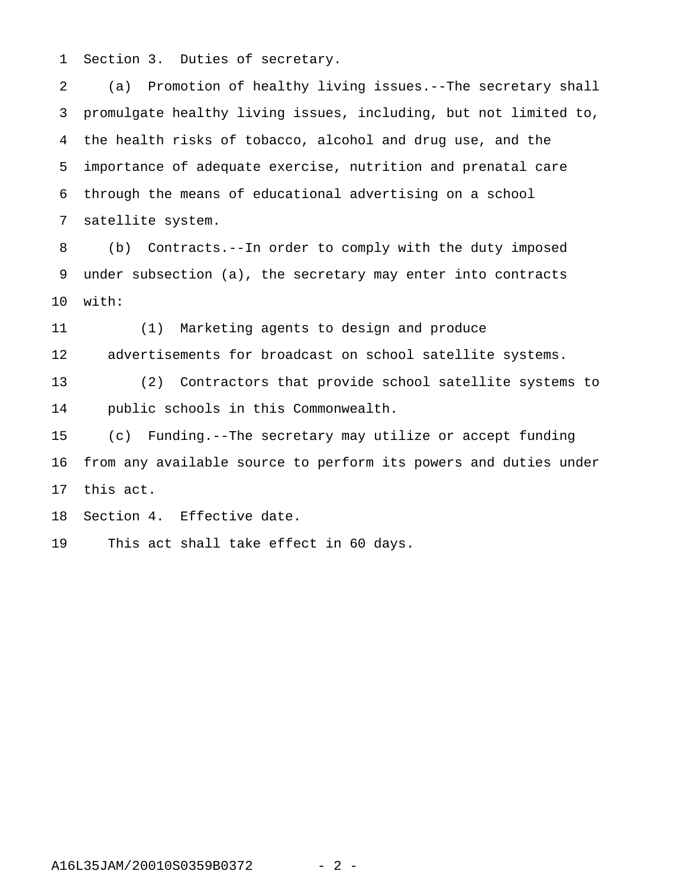Section 3. Duties of secretary.

(a) Promotion of healthy living issues.--The secretary shall promulgate healthy living issues, including, but not limited to, the health risks of tobacco, alcohol and drug use, and the importance of adequate exercise, nutrition and prenatal care through the means of educational advertising on a school satellite system.

(b) Contracts.--In order to comply with the duty imposed under subsection (a), the secretary may enter into contracts with:

(1) Marketing agents to design and produce advertisements for broadcast on school satellite systems.

(2) Contractors that provide school satellite systems to public schools in this Commonwealth.

(c) Funding.--The secretary may utilize or accept funding from any available source to perform its powers and duties under this act.

Section 4. Effective date.

This act shall take effect in 60 days.